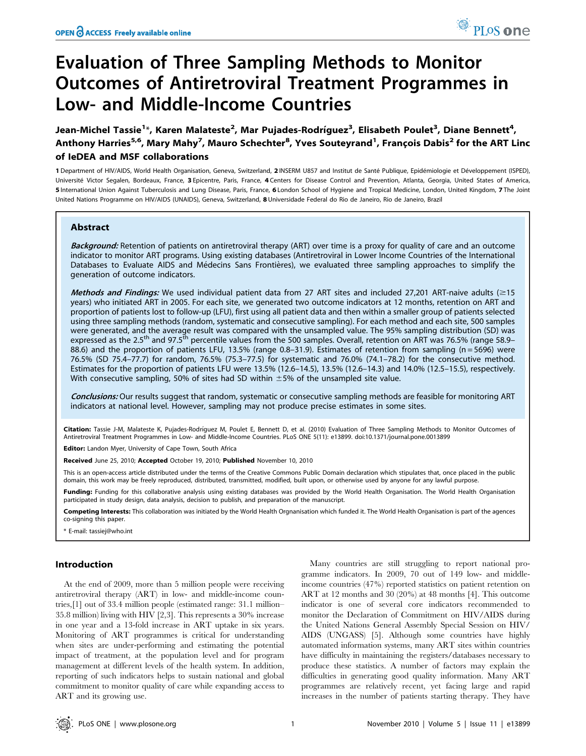# Evaluation of Three Sampling Methods to Monitor Outcomes of Antiretroviral Treatment Programmes in Low- and Middle-Income Countries

**Jean-Michel Tassie[1]*, Karen Malateste[2], Mar Pujades-Rodríguez[3], Elisabeth Poulet[3], Diane Bennett[4], Anthony Harries[5,6], Mary Mahy[7], Mauro Schechter[8], Yves Souteyrand[1], François Dabis[2] for the ART Linc of IeDEA and MSF collaborations**

1 Department of HIV/AIDS, World Health Organisation, Geneva, Switzerland, 2 INSERM U857 and Institut de Santé Publique, Epidémiologie et Développement (ISPED), Université Victor Segalen, Bordeaux, France, 3 Epicentre, Paris, France, 4 Centers for Disease Control and Prevention, Atlanta, Georgia, United States of America, 5 International Union Against Tuberculosis and Lung Disease, Paris, France, 6 London School of Hygiene and Tropical Medicine, London, United Kingdom, 7 The Joint United Nations Programme on HIV/AIDS (UNAIDS), Geneva, Switzerland, 8 Universidade Federal do Rio de Janeiro, Rio de Janeiro, Brazil

## Abstract

***Background:*** Retention of patients on antiretroviral therapy (ART) over time is a proxy for quality of care and an outcome indicator to monitor ART programs. Using existing databases (Antiretroviral in Lower Income Countries of the International Databases to Evaluate AIDS and Médecins Sans Frontières), we evaluated three sampling approaches to simplify the generation of outcome indicators.

***Methods and Findings:*** We used individual patient data from 27 ART sites and included 27,201 ART-naive adults ($\geq$15 years) who initiated ART in 2005. For each site, we generated two outcome indicators at 12 months, retention on ART and proportion of patients lost to follow-up (LFU), first using all patient data and then within a smaller group of patients selected using three sampling methods (random, systematic and consecutive sampling). For each method and each site, 500 samples were generated, and the average result was compared with the unsampled value. The 95% sampling distribution (SD) was expressed as the 2.5$^{th}$ and 97.5$^{th}$ percentile values from the 500 samples. Overall, retention on ART was 76.5% (range 58.9–88.6) and the proportion of patients LFU, 13.5% (range 0.8–31.9). Estimates of retention from sampling (n = 5696) were 76.5% (SD 75.4–77.7) for random, 76.5% (75.3–77.5) for systematic and 76.0% (74.1–78.2) for the consecutive method. Estimates for the proportion of patients LFU were 13.5% (12.6–14.5), 13.5% (12.6–14.3) and 14.0% (12.5–15.5), respectively. With consecutive sampling, 50% of sites had SD within $\pm$5% of the unsampled site value.

***Conclusions:*** Our results suggest that random, systematic or consecutive sampling methods are feasible for monitoring ART indicators at national level. However, sampling may not produce precise estimates in some sites.

**Citation:** Tassie J-M, Malateste K, Pujades-Rodríguez M, Poulet E, Bennett D, et al. (2010) Evaluation of Three Sampling Methods to Monitor Outcomes of Antiretroviral Treatment Programmes in Low- and Middle-Income Countries. PLoS ONE 5(11): e13899. doi:10.1371/journal.pone.0013899

**Editor:** Landon Myer, University of Cape Town, South Africa

**Received** June 25, 2010; **Accepted** October 19, 2010; **Published** November 10, 2010

This is an open-access article distributed under the terms of the Creative Commons Public Domain declaration which stipulates that, once placed in the public domain, this work may be freely reproduced, distributed, transmitted, modified, built upon, or otherwise used by anyone for any lawful purpose.

**Funding:** Funding for this collaborative analysis using existing databases was provided by the World Health Organisation. The World Health Organisation participated in study design, data analysis, decision to publish, and preparation of the manuscript.

**Competing Interests:** This collaboration was initiated by the World Health Orgnanisation which funded it. The World Health Organisation is part of the agences co-signing this paper.

* E-mail: tassiej@who.int

## Introduction

At the end of 2009, more than 5 million people were receiving antiretroviral therapy (ART) in low- and middle-income countries,[1] out of 33.4 million people (estimated range: 31.1 million–35.8 million) living with HIV [2,3]. This represents a 30% increase in one year and a 13-fold increase in ART uptake in six years. Monitoring of ART programmes is critical for understanding when sites are under-performing and estimating the potential impact of treatment, at the population level and for program management at different levels of the health system. In addition, reporting of such indicators helps to sustain national and global commitment to monitor quality of care while expanding access to ART and its growing use.

Many countries are still struggling to report national programme indicators. In 2009, 70 out of 149 low- and middle-income countries (47%) reported statistics on patient retention on ART at 12 months and 30 (20%) at 48 months [4]. This outcome indicator is one of several core indicators recommended to monitor the Declaration of Commitment on HIV/AIDS during the United Nations General Assembly Special Session on HIV/AIDS (UNGASS) [5]. Although some countries have highly automated information systems, many ART sites within countries have difficulty in maintaining the registers/databases necessary to produce these statistics. A number of factors may explain the difficulties in generating good quality information. Many ART programmes are relatively recent, yet facing large and rapid increases in the number of patients starting therapy. They have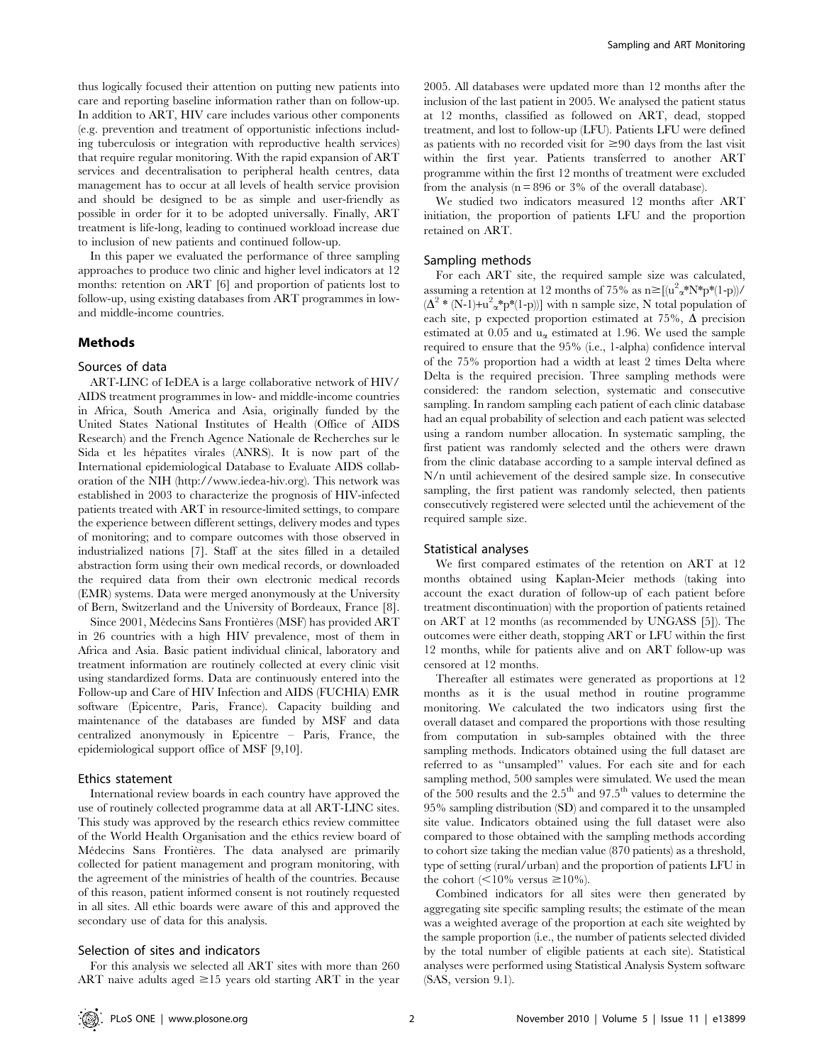thus logically focused their attention on putting new patients into care and reporting baseline information rather than on follow-up. In addition to ART, HIV care includes various other components (e.g. prevention and treatment of opportunistic infections including tuberculosis or integration with reproductive health services) that require regular monitoring. With the rapid expansion of ART services and decentralisation to peripheral health centres, data management has to occur at all levels of health service provision and should be designed to be as simple and user-friendly as possible in order for it to be adopted universally. Finally, ART treatment is life-long, leading to continued workload increase due to inclusion of new patients and continued follow-up.

In this paper we evaluated the performance of three sampling approaches to produce two clinic and higher level indicators at 12 months: retention on ART [6] and proportion of patients lost to follow-up, using existing databases from ART programmes in low- and middle-income countries.

## Methods

### Sources of data

ART-LINC of IeDEA is a large collaborative network of HIV/AIDS treatment programmes in low- and middle-income countries in Africa, South America and Asia, originally funded by the United States National Institutes of Health (Office of AIDS Research) and the French Agence Nationale de Recherches sur le Sida et les hépatites virales (ANRS). It is now part of the International epidemiological Database to Evaluate AIDS collaboration of the NIH (http://www.iedea-hiv.org). This network was established in 2003 to characterize the prognosis of HIV-infected patients treated with ART in resource-limited settings, to compare the experience between different settings, delivery modes and types of monitoring; and to compare outcomes with those observed in industrialized nations [7]. Staff at the sites filled in a detailed abstraction form using their own medical records, or downloaded the required data from their own electronic medical records (EMR) systems. Data were merged anonymously at the University of Bern, Switzerland and the University of Bordeaux, France [8].

Since 2001, Médecins Sans Frontières (MSF) has provided ART in 26 countries with a high HIV prevalence, most of them in Africa and Asia. Basic patient individual clinical, laboratory and treatment information are routinely collected at every clinic visit using standardized forms. Data are continuously entered into the Follow-up and Care of HIV Infection and AIDS (FUCHIA) EMR software (Epicentre, Paris, France). Capacity building and maintenance of the databases are funded by MSF and data centralized anonymously in Epicentre – Paris, France, the epidemiological support office of MSF [9,10].

### Ethics statement

International review boards in each country have approved the use of routinely collected programme data at all ART-LINC sites. This study was approved by the research ethics review committee of the World Health Organisation and the ethics review board of Médecins Sans Frontières. The data analysed are primarily collected for patient management and program monitoring, with the agreement of the ministries of health of the countries. Because of this reason, patient informed consent is not routinely requested in all sites. All ethic boards were aware of this and approved the secondary use of data for this analysis.

### Selection of sites and indicators

For this analysis we selected all ART sites with more than 260 ART naive adults aged ≥15 years old starting ART in the year 2005. All databases were updated more than 12 months after the inclusion of the last patient in 2005. We analysed the patient status at 12 months, classified as followed on ART, dead, stopped treatment, and lost to follow-up (LFU). Patients LFU were defined as patients with no recorded visit for ≥90 days from the last visit within the first year. Patients transferred to another ART programme within the first 12 months of treatment were excluded from the analysis (n = 896 or 3% of the overall database).

We studied two indicators measured 12 months after ART initiation, the proportion of patients LFU and the proportion retained on ART.

### Sampling methods

For each ART site, the required sample size was calculated, assuming a retention at 12 months of 75% as $n \geq [(u^2_\alpha * N * p * (1-p)) / (\Delta^2 * (N-1) + u^2_\alpha * p * (1-p))]$ with n sample size, N total population of each site, p expected proportion estimated at 75%, $\Delta$ precision estimated at 0.05 and $u_\alpha$ estimated at 1.96. We used the sample required to ensure that the 95% (i.e., 1-alpha) confidence interval of the 75% proportion had a width at least 2 times Delta where Delta is the required precision. Three sampling methods were considered: the random selection, systematic and consecutive sampling. In random sampling each patient of each clinic database had an equal probability of selection and each patient was selected using a random number allocation. In systematic sampling, the first patient was randomly selected and the others were drawn from the clinic database according to a sample interval defined as N/n until achievement of the desired sample size. In consecutive sampling, the first patient was randomly selected, then patients consecutively registered were selected until the achievement of the required sample size.

### Statistical analyses

We first compared estimates of the retention on ART at 12 months obtained using Kaplan-Meier methods (taking into account the exact duration of follow-up of each patient before treatment discontinuation) with the proportion of patients retained on ART at 12 months (as recommended by UNGASS [5]). The outcomes were either death, stopping ART or LFU within the first 12 months, while for patients alive and on ART follow-up was censored at 12 months.

Thereafter all estimates were generated as proportions at 12 months as it is the usual method in routine programme monitoring. We calculated the two indicators using first the overall dataset and compared the proportions with those resulting from computation in sub-samples obtained with the three sampling methods. Indicators obtained using the full dataset are referred to as "unsampled" values. For each site and for each sampling method, 500 samples were simulated. We used the mean of the 500 results and the 2.5[th] and 97.5[th] values to determine the 95% sampling distribution (SD) and compared it to the unsampled site value. Indicators obtained using the full dataset were also compared to those obtained with the sampling methods according to cohort size taking the median value (870 patients) as a threshold, type of setting (rural/urban) and the proportion of patients LFU in the cohort (<10% versus ≥10%).

Combined indicators for all sites were then generated by aggregating site specific sampling results; the estimate of the mean was a weighted average of the proportion at each site weighted by the sample proportion (i.e., the number of patients selected divided by the total number of eligible patients at each site). Statistical analyses were performed using Statistical Analysis System software (SAS, version 9.1).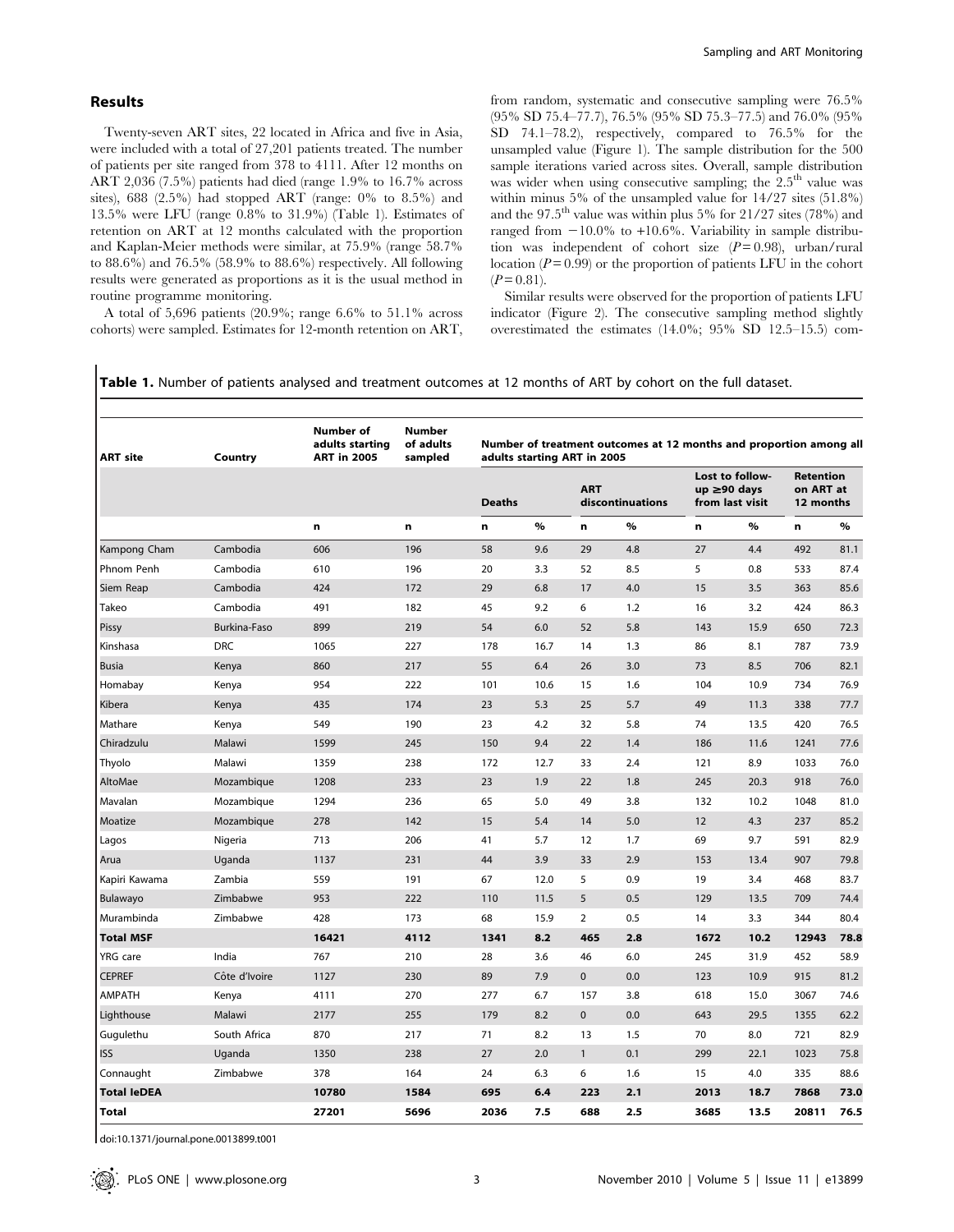## Results

Twenty-seven ART sites, 22 located in Africa and five in Asia, were included with a total of 27,201 patients treated. The number of patients per site ranged from 378 to 4111. After 12 months on ART 2,036 (7.5%) patients had died (range 1.9% to 16.7% across sites), 688 (2.5%) had stopped ART (range: 0% to 8.5%) and 13.5% were LFU (range 0.8% to 31.9%) (Table 1). Estimates of retention on ART at 12 months calculated with the proportion and Kaplan-Meier methods were similar, at 75.9% (range 58.7% to 88.6%) and 76.5% (58.9% to 88.6%) respectively. All following results were generated as proportions as it is the usual method in routine programme monitoring.

A total of 5,696 patients (20.9%; range 6.6% to 51.1% across cohorts) were sampled. Estimates for 12-month retention on ART, from random, systematic and consecutive sampling were 76.5% (95% SD 75.4–77.7), 76.5% (95% SD 75.3–77.5) and 76.0% (95% SD 74.1–78.2), respectively, compared to 76.5% for the unsampled value (Figure 1). The sample distribution for the 500 sample iterations varied across sites. Overall, sample distribution was wider when using consecutive sampling; the 2.5$^{th}$ value was within minus 5% of the unsampled value for 14/27 sites (51.8%) and the 97.5$^{th}$ value was within plus 5% for 21/27 sites (78%) and ranged from −10.0% to +10.6%. Variability in sample distribution was independent of cohort size ($P=0.98$), urban/rural location ($P=0.99$) or the proportion of patients LFU in the cohort ($P=0.81$).

Similar results were observed for the proportion of patients LFU indicator (Figure 2). The consecutive sampling method slightly overestimated the estimates (14.0%; 95% SD 12.5–15.5) com-

**Table 1.** Number of patients analysed and treatment outcomes at 12 months of ART by cohort on the full dataset.

| ART site | Country | Number of adults starting ART in 2005 | Number of adults sampled | Number of treatment outcomes at 12 months and proportion among all adults starting ART in 2005 | | | | | | | |
|---|---|---|---|---|---|---|---|---|---|---|---|
| | | | | Deaths | | ART discontinuations | | Lost to follow-up ≥90 days from last visit | | Retention on ART at 12 months | |
| | | n | n | n | % | n | % | n | % | n | % |
| Kampong Cham | Cambodia | 606 | 196 | 58 | 9.6 | 29 | 4.8 | 27 | 4.4 | 492 | 81.1 |
| Phnom Penh | Cambodia | 610 | 196 | 20 | 3.3 | 52 | 8.5 | 5 | 0.8 | 533 | 87.4 |
| Siem Reap | Cambodia | 424 | 172 | 29 | 6.8 | 17 | 4.0 | 15 | 3.5 | 363 | 85.6 |
| Takeo | Cambodia | 491 | 182 | 45 | 9.2 | 6 | 1.2 | 16 | 3.2 | 424 | 86.3 |
| Pissy | Burkina-Faso | 899 | 219 | 54 | 6.0 | 52 | 5.8 | 143 | 15.9 | 650 | 72.3 |
| Kinshasa | DRC | 1065 | 227 | 178 | 16.7 | 14 | 1.3 | 86 | 8.1 | 787 | 73.9 |
| Busia | Kenya | 860 | 217 | 55 | 6.4 | 26 | 3.0 | 73 | 8.5 | 706 | 82.1 |
| Homabay | Kenya | 954 | 222 | 101 | 10.6 | 15 | 1.6 | 104 | 10.9 | 734 | 76.9 |
| Kibera | Kenya | 435 | 174 | 23 | 5.3 | 25 | 5.7 | 49 | 11.3 | 338 | 77.7 |
| Mathare | Kenya | 549 | 190 | 23 | 4.2 | 32 | 5.8 | 74 | 13.5 | 420 | 76.5 |
| Chiradzulu | Malawi | 1599 | 245 | 150 | 9.4 | 22 | 1.4 | 186 | 11.6 | 1241 | 77.6 |
| Thyolo | Malawi | 1359 | 238 | 172 | 12.7 | 33 | 2.4 | 121 | 8.9 | 1033 | 76.0 |
| AltoMae | Mozambique | 1208 | 233 | 23 | 1.9 | 22 | 1.8 | 245 | 20.3 | 918 | 76.0 |
| Mavalan | Mozambique | 1294 | 236 | 65 | 5.0 | 49 | 3.8 | 132 | 10.2 | 1048 | 81.0 |
| Moatize | Mozambique | 278 | 142 | 15 | 5.4 | 14 | 5.0 | 12 | 4.3 | 237 | 85.2 |
| Lagos | Nigeria | 713 | 206 | 41 | 5.7 | 12 | 1.7 | 69 | 9.7 | 591 | 82.9 |
| Arua | Uganda | 1137 | 231 | 44 | 3.9 | 33 | 2.9 | 153 | 13.4 | 907 | 79.8 |
| Kapiri Kawama | Zambia | 559 | 191 | 67 | 12.0 | 5 | 0.9 | 19 | 3.4 | 468 | 83.7 |
| Bulawayo | Zimbabwe | 953 | 222 | 110 | 11.5 | 5 | 0.5 | 129 | 13.5 | 709 | 74.4 |
| Murambinda | Zimbabwe | 428 | 173 | 68 | 15.9 | 2 | 0.5 | 14 | 3.3 | 344 | 80.4 |
| **Total MSF** | | **16421** | **4112** | **1341** | **8.2** | **465** | **2.8** | **1672** | **10.2** | **12943** | **78.8** |
| YRG care | India | 767 | 210 | 28 | 3.6 | 46 | 6.0 | 245 | 31.9 | 452 | 58.9 |
| CEPREF | Côte d'Ivoire | 1127 | 230 | 89 | 7.9 | 0 | 0.0 | 123 | 10.9 | 915 | 81.2 |
| AMPATH | Kenya | 4111 | 270 | 277 | 6.7 | 157 | 3.8 | 618 | 15.0 | 3067 | 74.6 |
| Lighthouse | Malawi | 2177 | 255 | 179 | 8.2 | 0 | 0.0 | 643 | 29.5 | 1355 | 62.2 |
| Gugulethu | South Africa | 870 | 217 | 71 | 8.2 | 13 | 1.5 | 70 | 8.0 | 721 | 82.9 |
| ISS | Uganda | 1350 | 238 | 27 | 2.0 | 1 | 0.1 | 299 | 22.1 | 1023 | 75.8 |
| Connaught | Zimbabwe | 378 | 164 | 24 | 6.3 | 6 | 1.6 | 15 | 4.0 | 335 | 88.6 |
| **Total IeDEA** | | **10780** | **1584** | **695** | **6.4** | **223** | **2.1** | **2013** | **18.7** | **7868** | **73.0** |
| **Total** | | **27201** | **5696** | **2036** | **7.5** | **688** | **2.5** | **3685** | **13.5** | **20811** | **76.5** |

doi:10.1371/journal.pone.0013899.t001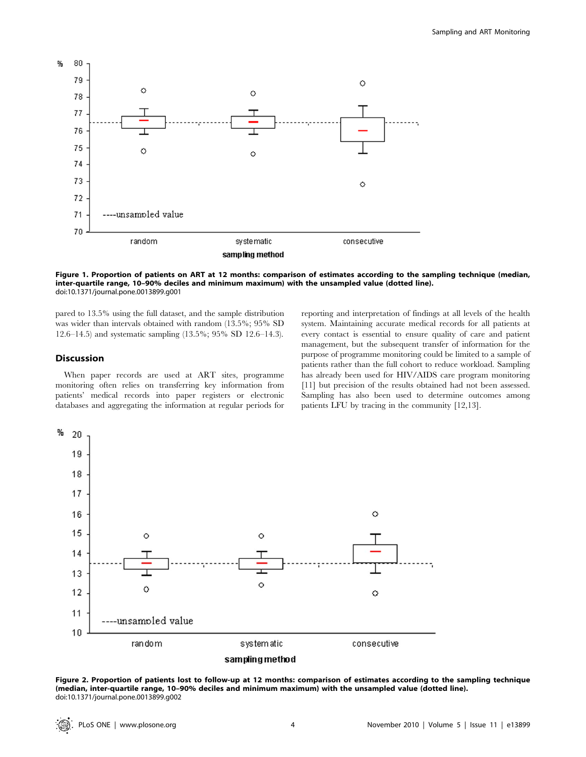Figure 1. Proportion of patients on ART at 12 months: comparison of estimates according to the sampling technique (median, inter-quartile range, 10–90% deciles and minimum maximum) with the unsampled value (dotted line).
doi:10.1371/journal.pone.0013899.g001

pared to 13.5% using the full dataset, and the sample distribution was wider than intervals obtained with random (13.5%; 95% SD 12.6–14.5) and systematic sampling (13.5%; 95% SD 12.6–14.3).

## Discussion

When paper records are used at ART sites, programme monitoring often relies on transferring key information from patients' medical records into paper registers or electronic databases and aggregating the information at regular periods for reporting and interpretation of findings at all levels of the health system. Maintaining accurate medical records for all patients at every contact is essential to ensure quality of care and patient management, but the subsequent transfer of information for the purpose of programme monitoring could be limited to a sample of patients rather than the full cohort to reduce workload. Sampling has already been used for HIV/AIDS care program monitoring [11] but precision of the results obtained had not been assessed. Sampling has also been used to determine outcomes among patients LFU by tracing in the community [12,13].

Figure 2. Proportion of patients lost to follow-up at 12 months: comparison of estimates according to the sampling technique (median, inter-quartile range, 10–90% deciles and minimum maximum) with the unsampled value (dotted line).
doi:10.1371/journal.pone.0013899.g002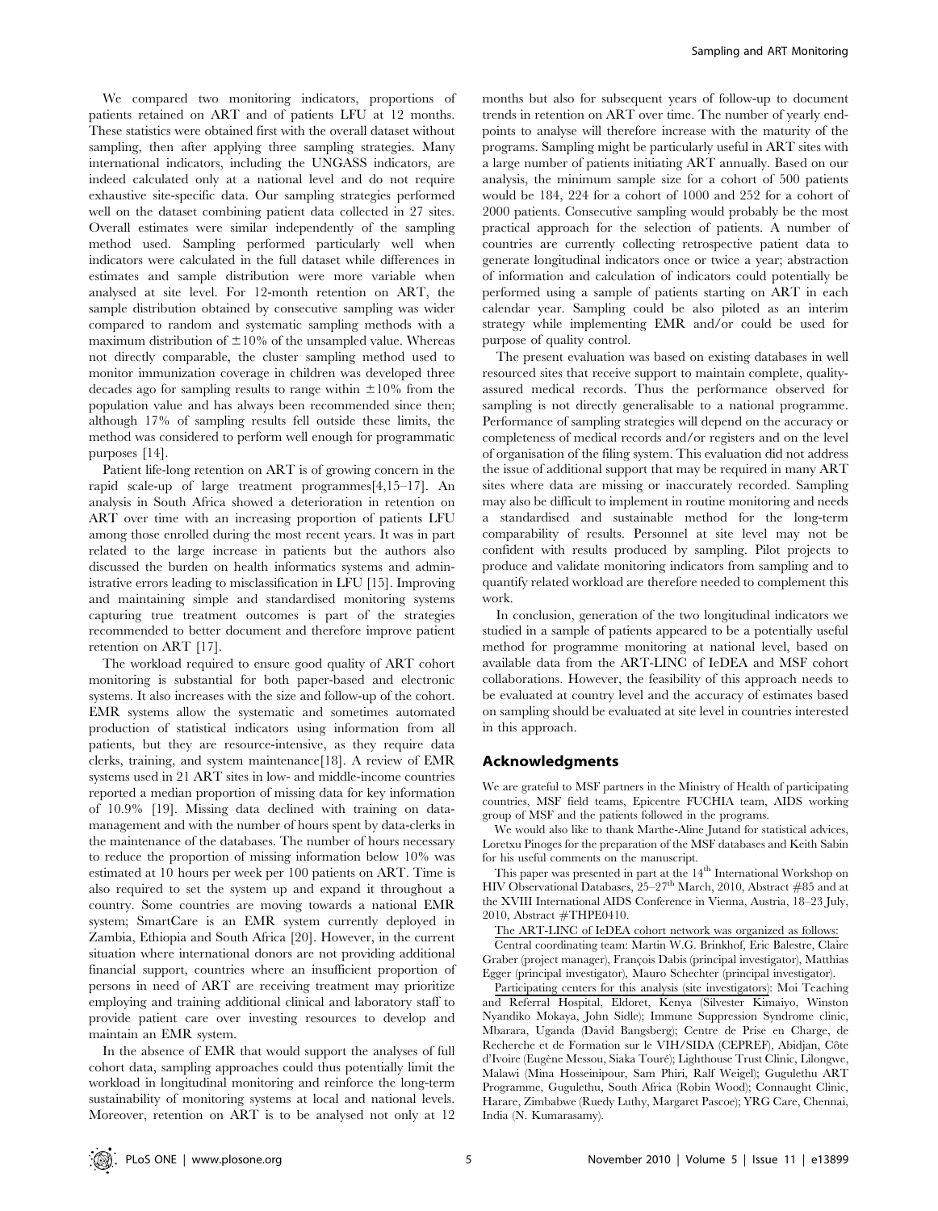We compared two monitoring indicators, proportions of patients retained on ART and of patients LFU at 12 months. These statistics were obtained first with the overall dataset without sampling, then after applying three sampling strategies. Many international indicators, including the UNGASS indicators, are indeed calculated only at a national level and do not require exhaustive site-specific data. Our sampling strategies performed well on the dataset combining patient data collected in 27 sites. Overall estimates were similar independently of the sampling method used. Sampling performed particularly well when indicators were calculated in the full dataset while differences in estimates and sample distribution were more variable when analysed at site level. For 12-month retention on ART, the sample distribution obtained by consecutive sampling was wider compared to random and systematic sampling methods with a maximum distribution of ±10% of the unsampled value. Whereas not directly comparable, the cluster sampling method used to monitor immunization coverage in children was developed three decades ago for sampling results to range within ±10% from the population value and has always been recommended since then; although 17% of sampling results fell outside these limits, the method was considered to perform well enough for programmatic purposes [14].

Patient life-long retention on ART is of growing concern in the rapid scale-up of large treatment programmes[4,15–17]. An analysis in South Africa showed a deterioration in retention on ART over time with an increasing proportion of patients LFU among those enrolled during the most recent years. It was in part related to the large increase in patients but the authors also discussed the burden on health informatics systems and administrative errors leading to misclassification in LFU [15]. Improving and maintaining simple and standardised monitoring systems capturing true treatment outcomes is part of the strategies recommended to better document and therefore improve patient retention on ART [17].

The workload required to ensure good quality of ART cohort monitoring is substantial for both paper-based and electronic systems. It also increases with the size and follow-up of the cohort. EMR systems allow the systematic and sometimes automated production of statistical indicators using information from all patients, but they are resource-intensive, as they require data clerks, training, and system maintenance[18]. A review of EMR systems used in 21 ART sites in low- and middle-income countries reported a median proportion of missing data for key information of 10.9% [19]. Missing data declined with training on data-management and with the number of hours spent by data-clerks in the maintenance of the databases. The number of hours necessary to reduce the proportion of missing information below 10% was estimated at 10 hours per week per 100 patients on ART. Time is also required to set the system up and expand it throughout a country. Some countries are moving towards a national EMR system; SmartCare is an EMR system currently deployed in Zambia, Ethiopia and South Africa [20]. However, in the current situation where international donors are not providing additional financial support, countries where an insufficient proportion of persons in need of ART are receiving treatment may prioritize employing and training additional clinical and laboratory staff to provide patient care over investing resources to develop and maintain an EMR system.

In the absence of EMR that would support the analyses of full cohort data, sampling approaches could thus potentially limit the workload in longitudinal monitoring and reinforce the long-term sustainability of monitoring systems at local and national levels. Moreover, retention on ART is to be analysed not only at 12 months but also for subsequent years of follow-up to document trends in retention on ART over time. The number of yearly end-points to analyse will therefore increase with the maturity of the programs. Sampling might be particularly useful in ART sites with a large number of patients initiating ART annually. Based on our analysis, the minimum sample size for a cohort of 500 patients would be 184, 224 for a cohort of 1000 and 252 for a cohort of 2000 patients. Consecutive sampling would probably be the most practical approach for the selection of patients. A number of countries are currently collecting retrospective patient data to generate longitudinal indicators once or twice a year; abstraction of information and calculation of indicators could potentially be performed using a sample of patients starting on ART in each calendar year. Sampling could be also piloted as an interim strategy while implementing EMR and/or could be used for purpose of quality control.

The present evaluation was based on existing databases in well resourced sites that receive support to maintain complete, quality-assured medical records. Thus the performance observed for sampling is not directly generalisable to a national programme. Performance of sampling strategies will depend on the accuracy or completeness of medical records and/or registers and on the level of organisation of the filing system. This evaluation did not address the issue of additional support that may be required in many ART sites where data are missing or inaccurately recorded. Sampling may also be difficult to implement in routine monitoring and needs a standardised and sustainable method for the long-term comparability of results. Personnel at site level may not be confident with results produced by sampling. Pilot projects to produce and validate monitoring indicators from sampling and to quantify related workload are therefore needed to complement this work.

In conclusion, generation of the two longitudinal indicators we studied in a sample of patients appeared to be a potentially useful method for programme monitoring at national level, based on available data from the ART-LINC of IeDEA and MSF cohort collaborations. However, the feasibility of this approach needs to be evaluated at country level and the accuracy of estimates based on sampling should be evaluated at site level in countries interested in this approach.

## Acknowledgments

We are grateful to MSF partners in the Ministry of Health of participating countries, MSF field teams, Epicentre FUCHIA team, AIDS working group of MSF and the patients followed in the programs.

We would also like to thank Marthe-Aline Jutand for statistical advices, Loretxu Pinoges for the preparation of the MSF databases and Keith Sabin for his useful comments on the manuscript.

This paper was presented in part at the 14th International Workshop on HIV Observational Databases, 25–27th March, 2010, Abstract #85 and at the XVIII International AIDS Conference in Vienna, Austria, 18–23 July, 2010, Abstract #THPE0410.

The ART-LINC of IeDEA cohort network was organized as follows:

Central coordinating team: Martin W.G. Brinkhof, Eric Balestre, Claire Graber (project manager), François Dabis (principal investigator), Matthias Egger (principal investigator), Mauro Schechter (principal investigator).

Participating centers for this analysis (site investigators): Moi Teaching and Referral Hospital, Eldoret, Kenya (Silvester Kimaiyo, Winston Nyandiko Mokaya, John Sidle); Immune Suppression Syndrome clinic, Mbarara, Uganda (David Bangsberg); Centre de Prise en Charge, de Recherche et de Formation sur le VIH/SIDA (CEPREF), Abidjan, Côte d'Ivoire (Eugène Messou, Siaka Touré); Lighthouse Trust Clinic, Lilongwe, Malawi (Mina Hosseinipour, Sam Phiri, Ralf Weigel); Gugulethu ART Programme, Gugulethu, South Africa (Robin Wood); Connaught Clinic, Harare, Zimbabwe (Ruedy Luthy, Margaret Pascoe); YRG Care, Chennai, India (N. Kumarasamy).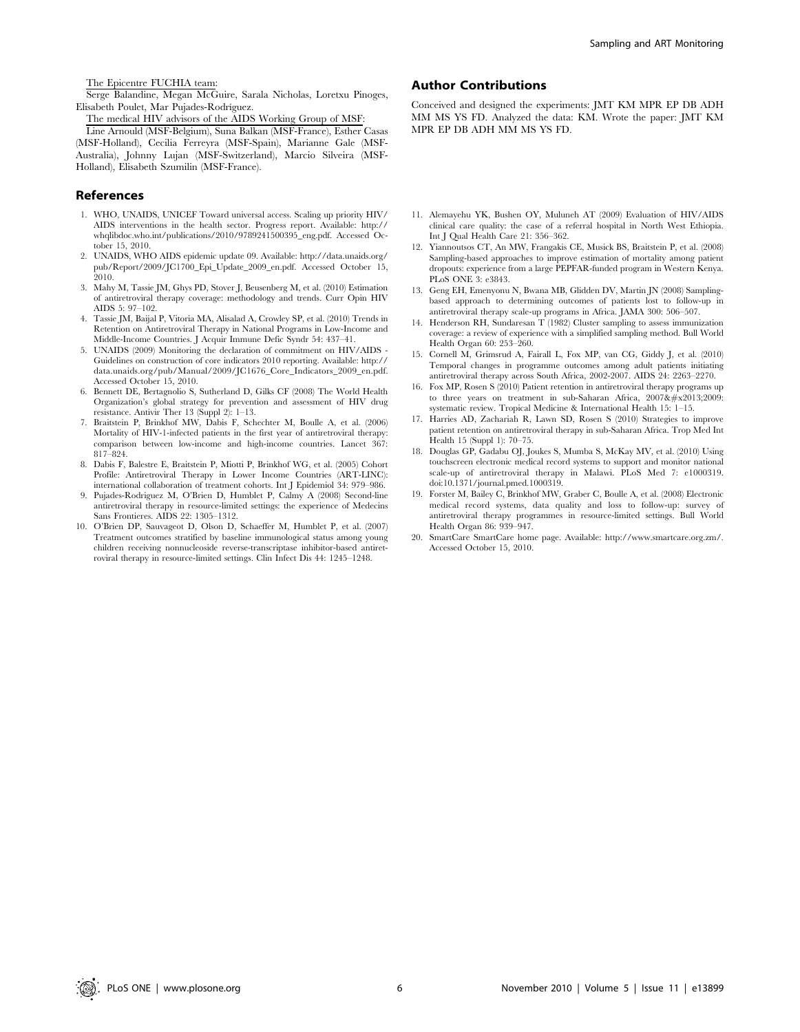The Epicentre FUCHIA team:

Serge Balandine, Megan McGuire, Sarala Nicholas, Loretxu Pinoges, Elisabeth Poulet, Mar Pujades-Rodriguez.

The medical HIV advisors of the AIDS Working Group of MSF:

Line Arnould (MSF-Belgium), Suna Balkan (MSF-France), Esther Casas (MSF-Holland), Cecilia Ferreyra (MSF-Spain), Marianne Gale (MSF-Australia), Johnny Lujan (MSF-Switzerland), Marcio Silveira (MSF-Holland), Elisabeth Szumilin (MSF-France).

## Author Contributions

Conceived and designed the experiments: JMT KM MPR EP DB ADH MM MS YS FD. Analyzed the data: KM. Wrote the paper: JMT KM MPR EP DB ADH MM MS YS FD.

## References

1. WHO, UNAIDS, UNICEF Toward universal access. Scaling up priority HIV/AIDS interventions in the health sector. Progress report. Available: http://whqlibdoc.who.int/publications/2010/9789241500395_eng.pdf. Accessed October 15, 2010.
2. UNAIDS, WHO AIDS epidemic update 09. Available: http://data.unaids.org/pub/Report/2009/JC1700_Epi_Update_2009_en.pdf. Accessed October 15, 2010.
3. Mahy M, Tassie JM, Ghys PD, Stover J, Beusenberg M, et al. (2010) Estimation of antiretroviral therapy coverage: methodology and trends. Curr Opin HIV AIDS 5: 97–102.
4. Tassie JM, Baijal P, Vitoria MA, Alisalad A, Crowley SP, et al. (2010) Trends in Retention on Antiretroviral Therapy in National Programs in Low-Income and Middle-Income Countries. J Acquir Immune Defic Syndr 54: 437–41.
5. UNAIDS (2009) Monitoring the declaration of commitment on HIV/AIDS - Guidelines on construction of core indicators 2010 reporting. Available: http://data.unaids.org/pub/Manual/2009/JC1676_Core_Indicators_2009_en.pdf. Accessed October 15, 2010.
6. Bennett DE, Bertagnolio S, Sutherland D, Gilks CF (2008) The World Health Organization's global strategy for prevention and assessment of HIV drug resistance. Antivir Ther 13 (Suppl 2): 1–13.
7. Braitstein P, Brinkhof MW, Dabis F, Schechter M, Boulle A, et al. (2006) Mortality of HIV-1-infected patients in the first year of antiretroviral therapy: comparison between low-income and high-income countries. Lancet 367: 817–824.
8. Dabis F, Balestre E, Braitstein P, Miotti P, Brinkhof WG, et al. (2005) Cohort Profile: Antiretroviral Therapy in Lower Income Countries (ART-LINC): international collaboration of treatment cohorts. Int J Epidemiol 34: 979–986.
9. Pujades-Rodriguez M, O'Brien D, Humblet P, Calmy A (2008) Second-line antiretroviral therapy in resource-limited settings: the experience of Medecins Sans Frontieres. AIDS 22: 1305–1312.
10. O'Brien DP, Sauvageot D, Olson D, Schaeffer M, Humblet P, et al. (2007) Treatment outcomes stratified by baseline immunological status among young children receiving nonnucleoside reverse-transcriptase inhibitor-based antiretroviral therapy in resource-limited settings. Clin Infect Dis 44: 1245–1248.
11. Alemayehu YK, Bushen OY, Muluneh AT (2009) Evaluation of HIV/AIDS clinical care quality: the case of a referral hospital in North West Ethiopia. Int J Qual Health Care 21: 356–362.
12. Yiannoutsos CT, An MW, Frangakis CE, Musick BS, Braitstein P, et al. (2008) Sampling-based approaches to improve estimation of mortality among patient dropouts: experience from a large PEPFAR-funded program in Western Kenya. PLoS ONE 3: e3843.
13. Geng EH, Emenyonu N, Bwana MB, Glidden DV, Martin JN (2008) Sampling-based approach to determining outcomes of patients lost to follow-up in antiretroviral therapy scale-up programs in Africa. JAMA 300: 506–507.
14. Henderson RH, Sundaresan T (1982) Cluster sampling to assess immunization coverage: a review of experience with a simplified sampling method. Bull World Health Organ 60: 253–260.
15. Cornell M, Grimsrud A, Fairall L, Fox MP, van CG, Giddy J, et al. (2010) Temporal changes in programme outcomes among adult patients initiating antiretroviral therapy across South Africa, 2002-2007. AIDS 24: 2263–2270.
16. Fox MP, Rosen S (2010) Patient retention in antiretroviral therapy programs up to three years on treatment in sub-Saharan Africa, 2007&#x2013;2009: systematic review. Tropical Medicine & International Health 15: 1–15.
17. Harries AD, Zachariah R, Lawn SD, Rosen S (2010) Strategies to improve patient retention on antiretroviral therapy in sub-Saharan Africa. Trop Med Int Health 15 (Suppl 1): 70–75.
18. Douglas GP, Gadabu OJ, Joukes S, Mumba S, McKay MV, et al. (2010) Using touchscreen electronic medical record systems to support and monitor national scale-up of antiretroviral therapy in Malawi. PLoS Med 7: e1000319. doi:10.1371/journal.pmed.1000319.
19. Forster M, Bailey C, Brinkhof MW, Graber C, Boulle A, et al. (2008) Electronic medical record systems, data quality and loss to follow-up: survey of antiretroviral therapy programmes in resource-limited settings. Bull World Health Organ 86: 939–947.
20. SmartCare SmartCare home page. Available: http://www.smartcare.org.zm/. Accessed October 15, 2010.